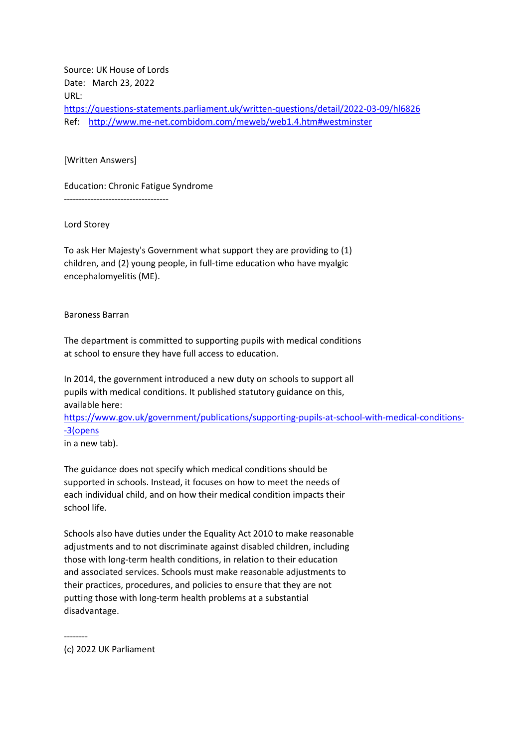Source: UK House of Lords
Date: March 23, 2022
URL:
https://questions-statements.parliament.uk/written-questions/detail/2022-03-09/hl6826
Ref: http://www.me-net.combidom.com/meweb/web1.4.htm#westminster

[Written Answers]

Education: Chronic Fatigue Syndrome
----------------------------------

Lord Storey

To ask Her Majesty's Government what support they are providing to (1) children, and (2) young people, in full-time education who have myalgic encephalomyelitis (ME).

Baroness Barran

The department is committed to supporting pupils with medical conditions at school to ensure they have full access to education.

In 2014, the government introduced a new duty on schools to support all pupils with medical conditions. It published statutory guidance on this, available here:
https://www.gov.uk/government/publications/supporting-pupils-at-school-with-medical-conditions--3(opens
in a new tab).

The guidance does not specify which medical conditions should be supported in schools. Instead, it focuses on how to meet the needs of each individual child, and on how their medical condition impacts their school life.

Schools also have duties under the Equality Act 2010 to make reasonable adjustments and to not discriminate against disabled children, including those with long-term health conditions, in relation to their education and associated services. Schools must make reasonable adjustments to their practices, procedures, and policies to ensure that they are not putting those with long-term health problems at a substantial disadvantage.

--------
(c) 2022 UK Parliament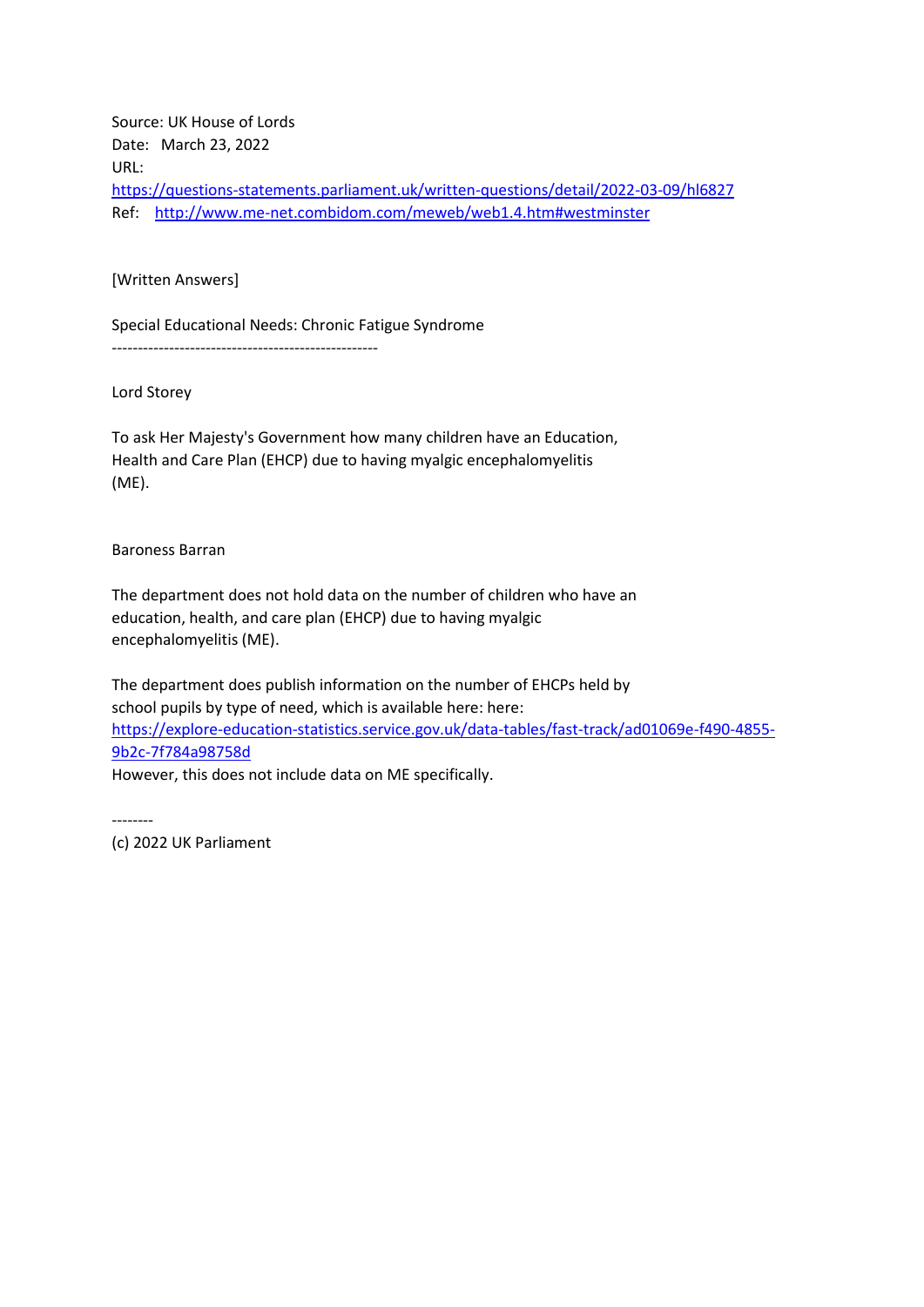Source: UK House of Lords
Date: March 23, 2022
URL:
https://questions-statements.parliament.uk/written-questions/detail/2022-03-09/hl6827
Ref: http://www.me-net.combidom.com/meweb/web1.4.htm#westminster

[Written Answers]

Special Educational Needs: Chronic Fatigue Syndrome
--------------------------------------------------

Lord Storey

To ask Her Majesty's Government how many children have an Education, Health and Care Plan (EHCP) due to having myalgic encephalomyelitis (ME).

Baroness Barran

The department does not hold data on the number of children who have an education, health, and care plan (EHCP) due to having myalgic encephalomyelitis (ME).

The department does publish information on the number of EHCPs held by school pupils by type of need, which is available here: here:
https://explore-education-statistics.service.gov.uk/data-tables/fast-track/ad01069e-f490-4855-9b2c-7f784a98758d
However, this does not include data on ME specifically.

--------
(c) 2022 UK Parliament